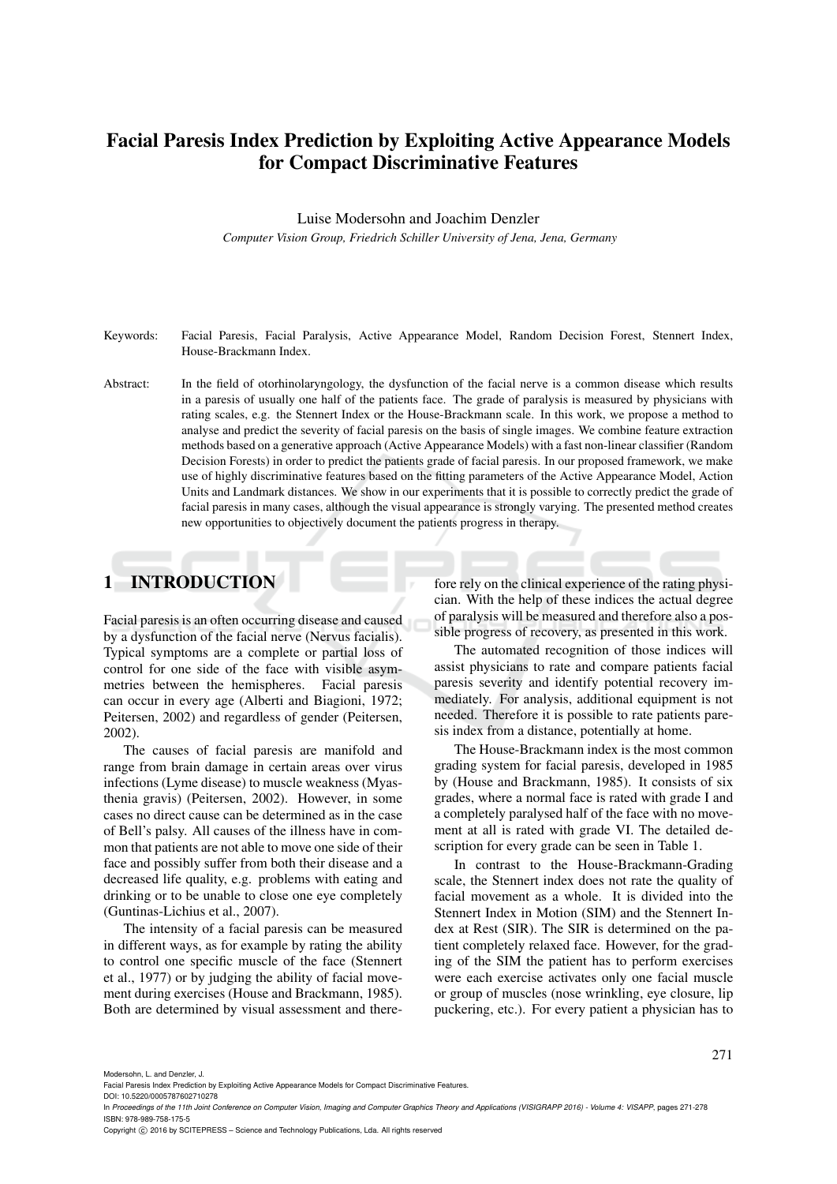# Facial Paresis Index Prediction by Exploiting Active Appearance Models for Compact Discriminative Features

Luise Modersohn and Joachim Denzler

*Computer Vision Group, Friedrich Schiller University of Jena, Jena, Germany*

Keywords: Facial Paresis, Facial Paralysis, Active Appearance Model, Random Decision Forest, Stennert Index, House-Brackmann Index.

Abstract: In the field of otorhinolaryngology, the dysfunction of the facial nerve is a common disease which results in a paresis of usually one half of the patients face. The grade of paralysis is measured by physicians with rating scales, e.g. the Stennert Index or the House-Brackmann scale. In this work, we propose a method to analyse and predict the severity of facial paresis on the basis of single images. We combine feature extraction methods based on a generative approach (Active Appearance Models) with a fast non-linear classifier (Random Decision Forests) in order to predict the patients grade of facial paresis. In our proposed framework, we make use of highly discriminative features based on the fitting parameters of the Active Appearance Model, Action Units and Landmark distances. We show in our experiments that it is possible to correctly predict the grade of facial paresis in many cases, although the visual appearance is strongly varying. The presented method creates new opportunities to objectively document the patients progress in therapy.

## 1 INTRODUCTION

Facial paresis is an often occurring disease and caused by a dysfunction of the facial nerve (Nervus facialis). Typical symptoms are a complete or partial loss of control for one side of the face with visible asymmetries between the hemispheres. Facial paresis can occur in every age (Alberti and Biagioni, 1972; Peitersen, 2002) and regardless of gender (Peitersen, 2002).

The causes of facial paresis are manifold and range from brain damage in certain areas over virus infections (Lyme disease) to muscle weakness (Myasthenia gravis) (Peitersen, 2002). However, in some cases no direct cause can be determined as in the case of Bell's palsy. All causes of the illness have in common that patients are not able to move one side of their face and possibly suffer from both their disease and a decreased life quality, e.g. problems with eating and drinking or to be unable to close one eye completely (Guntinas-Lichius et al., 2007).

The intensity of a facial paresis can be measured in different ways, as for example by rating the ability to control one specific muscle of the face (Stennert et al., 1977) or by judging the ability of facial movement during exercises (House and Brackmann, 1985). Both are determined by visual assessment and therefore rely on the clinical experience of the rating physician. With the help of these indices the actual degree of paralysis will be measured and therefore also a possible progress of recovery, as presented in this work.

The automated recognition of those indices will assist physicians to rate and compare patients facial paresis severity and identify potential recovery immediately. For analysis, additional equipment is not needed. Therefore it is possible to rate patients paresis index from a distance, potentially at home.

The House-Brackmann index is the most common grading system for facial paresis, developed in 1985 by (House and Brackmann, 1985). It consists of six grades, where a normal face is rated with grade I and a completely paralysed half of the face with no movement at all is rated with grade VI. The detailed description for every grade can be seen in Table 1.

In contrast to the House-Brackmann-Grading scale, the Stennert index does not rate the quality of facial movement as a whole. It is divided into the Stennert Index in Motion (SIM) and the Stennert Index at Rest (SIR). The SIR is determined on the patient completely relaxed face. However, for the grading of the SIM the patient has to perform exercises were each exercise activates only one facial muscle or group of muscles (nose wrinkling, eye closure, lip puckering, etc.). For every patient a physician has to

Modersohn, L. and Denzler, J.
Facial Paresis Index Prediction by Exploiting Active Appearance Models for Compact Discriminative Features.
DOI: 10.5220/0005787602710278
In *Proceedings of the 11th Joint Conference on Computer Vision, Imaging and Computer Graphics Theory and Applications (VISIGRAPP 2016) - Volume 4: VISAPP*, pages 271-278
ISBN: 978-989-758-175-5
Copyright © 2016 by SCITEPRESS – Science and Technology Publications, Lda. All rights reserved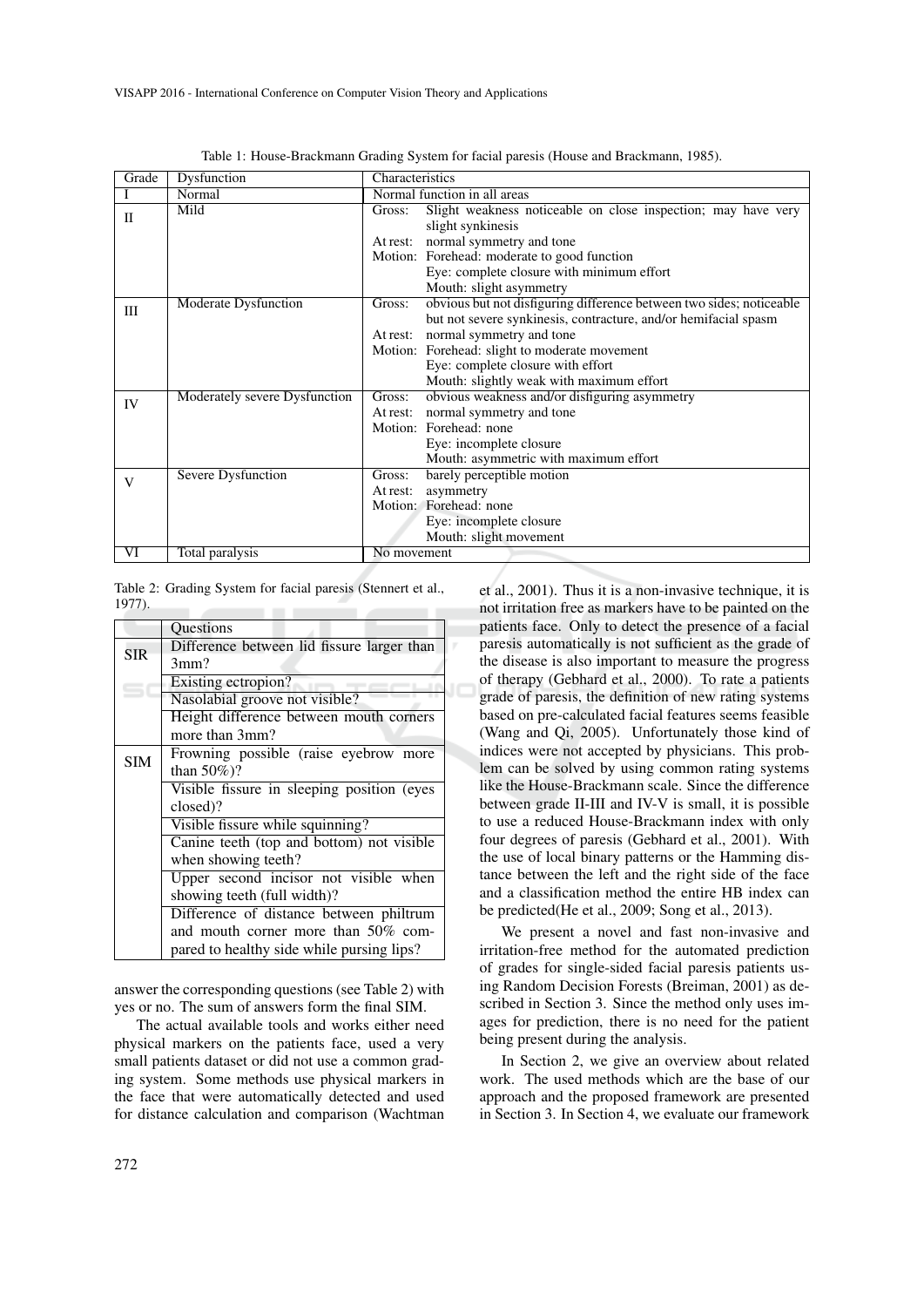Table 1: House-Brackmann Grading System for facial paresis (House and Brackmann, 1985).

| Grade | Dysfunction | Characteristics | |
|---|---|---|---|
| I | Normal | Normal function in all areas | |
| II | Mild | Gross: | Slight weakness noticeable on close inspection; may have very slight synkinesis |
| | | At rest: | normal symmetry and tone |
| | | Motion: | Forehead: moderate to good function |
| | | | Eye: complete closure with minimum effort |
| | | | Mouth: slight asymmetry |
| III | Moderate Dysfunction | Gross: | obvious but not disfiguring difference between two sides; noticeable but not severe synkinesis, contracture, and/or hemifacial spasm |
| | | At rest: | normal symmetry and tone |
| | | Motion: | Forehead: slight to moderate movement |
| | | | Eye: complete closure with effort |
| | | | Mouth: slightly weak with maximum effort |
| IV | Moderately severe Dysfunction | Gross: | obvious weakness and/or disfiguring asymmetry |
| | | At rest: | normal symmetry and tone |
| | | Motion: | Forehead: none |
| | | | Eye: incomplete closure |
| | | | Mouth: asymmetric with maximum effort |
| V | Severe Dysfunction | Gross: | barely perceptible motion |
| | | At rest: | asymmetry |
| | | Motion: | Forehead: none |
| | | | Eye: incomplete closure |
| | | | Mouth: slight movement |
| VI | Total paralysis | No movement | |

Table 2: Grading System for facial paresis (Stennert et al., 1977).

| | Questions |
|---|---|
| SIR | Difference between lid fissure larger than 3mm? |
| | Existing ectropion? |
| | Nasolabial groove not visible? |
| | Height difference between mouth corners more than 3mm? |
| SIM | Frowning possible (raise eyebrow more than 50%)? |
| | Visible fissure in sleeping position (eyes closed)? |
| | Visible fissure while squinning? |
| | Canine teeth (top and bottom) not visible when showing teeth? |
| | Upper second incisor not visible when showing teeth (full width)? |
| | Difference of distance between philtrum and mouth corner more than 50% compared to healthy side while pursing lips? |

answer the corresponding questions (see Table 2) with yes or no. The sum of answers form the final SIM.

The actual available tools and works either need physical markers on the patients face, used a very small patients dataset or did not use a common grading system. Some methods use physical markers in the face that were automatically detected and used for distance calculation and comparison (Wachtman et al., 2001). Thus it is a non-invasive technique, it is not irritation free as markers have to be painted on the patients face. Only to detect the presence of a facial paresis automatically is not sufficient as the grade of the disease is also important to measure the progress of therapy (Gebhard et al., 2000). To rate a patients grade of paresis, the definition of new rating systems based on pre-calculated facial features seems feasible (Wang and Qi, 2005). Unfortunately those kind of indices were not accepted by physicians. This problem can be solved by using common rating systems like the House-Brackmann scale. Since the difference between grade II-III and IV-V is small, it is possible to use a reduced House-Brackmann index with only four degrees of paresis (Gebhard et al., 2001). With the use of local binary patterns or the Hamming distance between the left and the right side of the face and a classification method the entire HB index can be predicted(He et al., 2009; Song et al., 2013).

We present a novel and fast non-invasive and irritation-free method for the automated prediction of grades for single-sided facial paresis patients using Random Decision Forests (Breiman, 2001) as described in Section 3. Since the method only uses images for prediction, there is no need for the patient being present during the analysis.

In Section 2, we give an overview about related work. The used methods which are the base of our approach and the proposed framework are presented in Section 3. In Section 4, we evaluate our framework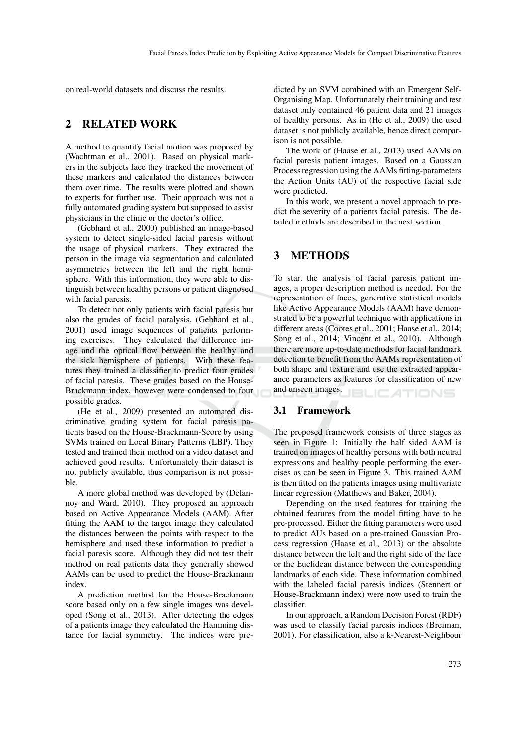on real-world datasets and discuss the results.

## 2 RELATED WORK

A method to quantify facial motion was proposed by (Wachtman et al., 2001). Based on physical markers in the subjects face they tracked the movement of these markers and calculated the distances between them over time. The results were plotted and shown to experts for further use. Their approach was not a fully automated grading system but supposed to assist physicians in the clinic or the doctor's office.

(Gebhard et al., 2000) published an image-based system to detect single-sided facial paresis without the usage of physical markers. They extracted the person in the image via segmentation and calculated asymmetries between the left and the right hemisphere. With this information, they were able to distinguish between healthy persons or patient diagnosed with facial paresis.

To detect not only patients with facial paresis but also the grades of facial paralysis, (Gebhard et al., 2001) used image sequences of patients performing exercises. They calculated the difference image and the optical flow between the healthy and the sick hemisphere of patients. With these features they trained a classifier to predict four grades of facial paresis. These grades based on the House-Brackmann index, however were condensed to four possible grades.

(He et al., 2009) presented an automated discriminative grading system for facial paresis patients based on the House-Brackmann-Score by using SVMs trained on Local Binary Patterns (LBP). They tested and trained their method on a video dataset and achieved good results. Unfortunately their dataset is not publicly available, thus comparison is not possible.

A more global method was developed by (Delannoy and Ward, 2010). They proposed an approach based on Active Appearance Models (AAM). After fitting the AAM to the target image they calculated the distances between the points with respect to the hemisphere and used these information to predict a facial paresis score. Although they did not test their method on real patients data they generally showed AAMs can be used to predict the House-Brackmann index.

A prediction method for the House-Brackmann score based only on a few single images was developed (Song et al., 2013). After detecting the edges of a patients image they calculated the Hamming distance for facial symmetry. The indices were predicted by an SVM combined with an Emergent Self-Organising Map. Unfortunately their training and test dataset only contained 46 patient data and 21 images of healthy persons. As in (He et al., 2009) the used dataset is not publicly available, hence direct comparison is not possible.

The work of (Haase et al., 2013) used AAMs on facial paresis patient images. Based on a Gaussian Process regression using the AAMs fitting-parameters the Action Units (AU) of the respective facial side were predicted.

In this work, we present a novel approach to predict the severity of a patients facial paresis. The detailed methods are described in the next section.

## 3 METHODS

To start the analysis of facial paresis patient images, a proper description method is needed. For the representation of faces, generative statistical models like Active Appearance Models (AAM) have demonstrated to be a powerful technique with applications in different areas (Cootes et al., 2001; Haase et al., 2014; Song et al., 2014; Vincent et al., 2010). Although there are more up-to-date methods for facial landmark detection to benefit from the AAMs representation of both shape and texture and use the extracted appearance parameters as features for classification of new and unseen images.

### 3.1 Framework

The proposed framework consists of three stages as seen in Figure 1: Initially the half sided AAM is trained on images of healthy persons with both neutral expressions and healthy people performing the exercises as can be seen in Figure 3. This trained AAM is then fitted on the patients images using multivariate linear regression (Matthews and Baker, 2004).

Depending on the used features for training the obtained features from the model fitting have to be pre-processed. Either the fitting parameters were used to predict AUs based on a pre-trained Gaussian Process regression (Haase et al., 2013) or the absolute distance between the left and the right side of the face or the Euclidean distance between the corresponding landmarks of each side. These information combined with the labeled facial paresis indices (Stennert or House-Brackmann index) were now used to train the classifier.

In our approach, a Random Decision Forest (RDF) was used to classify facial paresis indices (Breiman, 2001). For classification, also a k-Nearest-Neighbour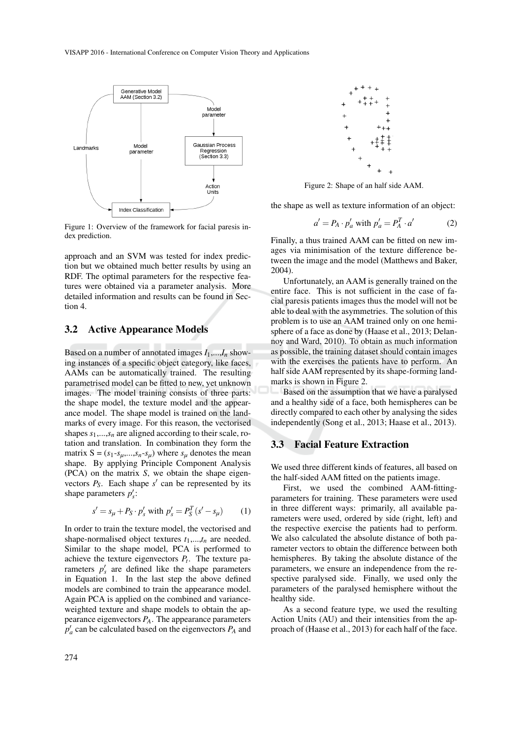Figure 1: Overview of the framework for facial paresis index prediction.

approach and an SVM was tested for index prediction but we obtained much better results by using an RDF. The optimal parameters for the respective features were obtained via a parameter analysis. More detailed information and results can be found in Section 4.

### 3.2 Active Appearance Models

Based on a number of annotated images $I_1,...,I_n$ showing instances of a specific object category, like faces, AAMs can be automatically trained. The resulting parametrised model can be fitted to new, yet unknown images. The model training consists of three parts: the shape model, the texture model and the appearance model. The shape model is trained on the landmarks of every image. For this reason, the vectorised shapes $s_1,...,s_n$ are aligned according to their scale, rotation and translation. In combination they form the matrix S = ($s_1$-$s_\mu$,...,$s_n$-$s_\mu$) where $s_\mu$ denotes the mean shape. By applying Principle Component Analysis (PCA) on the matrix $S$, we obtain the shape eigenvectors $P_S$. Each shape $s'$ can be represented by its shape parameters $p'_s$:

$$s' = s_\mu + P_S \cdot p'_s \text{ with } p'_s = P_S^T(s' - s_\mu) \qquad (1)$$

In order to train the texture model, the vectorised and shape-normalised object textures $t_1,...,t_n$ are needed. Similar to the shape model, PCA is performed to achieve the texture eigenvectors $P_t$. The texture parameters $p'_s$ are defined like the shape parameters in Equation 1. In the last step the above defined models are combined to train the appearance model. Again PCA is applied on the combined and variance-weighted texture and shape models to obtain the appearance eigenvectors $P_A$. The appearance parameters $p'_a$ can be calculated based on the eigenvectors $P_A$ and the shape as well as texture information of an object:

$$a' = P_A \cdot p'_a \text{ with } p'_a = P_A^T \cdot a' \qquad (2)$$

Finally, a thus trained AAM can be fitted on new images via minimisation of the texture difference between the image and the model (Matthews and Baker, 2004).

Unfortunately, an AAM is generally trained on the entire face. This is not sufficient in the case of facial paresis patients images thus the model will not be able to deal with the asymmetries. The solution of this problem is to use an AAM trained only on one hemisphere of a face as done by (Haase et al., 2013; Delannoy and Ward, 2010). To obtain as much information as possible, the training dataset should contain images with the exercises the patients have to perform. An half side AAM represented by its shape-forming landmarks is shown in Figure 2.

Figure 2: Shape of an half side AAM.

Based on the assumption that we have a paralysed and a healthy side of a face, both hemispheres can be directly compared to each other by analysing the sides independently (Song et al., 2013; Haase et al., 2013).

### 3.3 Facial Feature Extraction

We used three different kinds of features, all based on the half-sided AAM fitted on the patients image.

First, we used the combined AAM-fitting-parameters for training. These parameters were used in three different ways: primarily, all available parameters were used, ordered by side (right, left) and the respective exercise the patients had to perform. We also calculated the absolute distance of both parameter vectors to obtain the difference between both hemispheres. By taking the absolute distance of the parameters, we ensure an independence from the respective paralysed side. Finally, we used only the parameters of the paralysed hemisphere without the healthy side.

As a second feature type, we used the resulting Action Units (AU) and their intensities from the approach of (Haase et al., 2013) for each half of the face.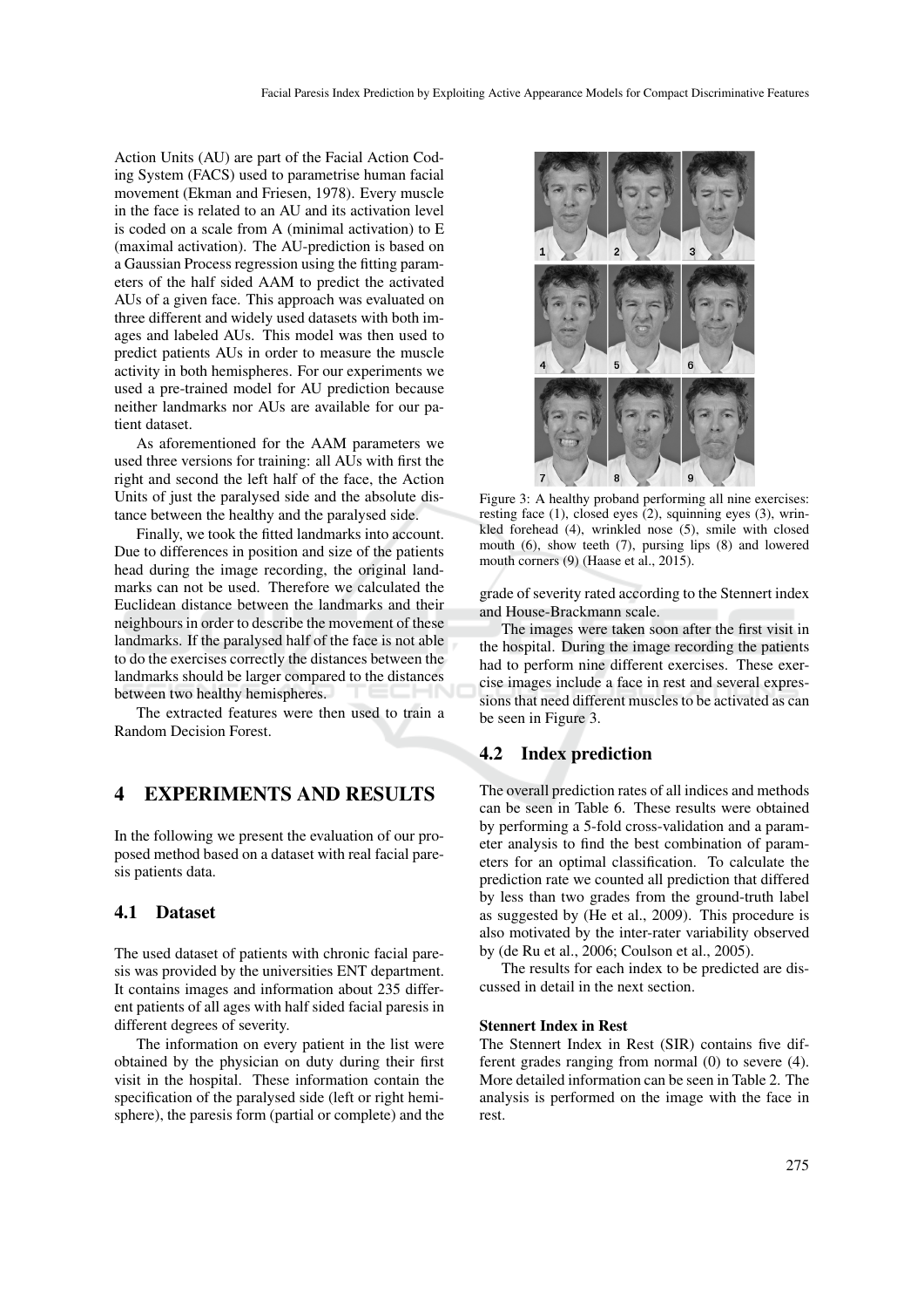Action Units (AU) are part of the Facial Action Coding System (FACS) used to parametrise human facial movement (Ekman and Friesen, 1978). Every muscle in the face is related to an AU and its activation level is coded on a scale from A (minimal activation) to E (maximal activation). The AU-prediction is based on a Gaussian Process regression using the fitting parameters of the half sided AAM to predict the activated AUs of a given face. This approach was evaluated on three different and widely used datasets with both images and labeled AUs. This model was then used to predict patients AUs in order to measure the muscle activity in both hemispheres. For our experiments we used a pre-trained model for AU prediction because neither landmarks nor AUs are available for our patient dataset.

As aforementioned for the AAM parameters we used three versions for training: all AUs with first the right and second the left half of the face, the Action Units of just the paralysed side and the absolute distance between the healthy and the paralysed side.

Finally, we took the fitted landmarks into account. Due to differences in position and size of the patients head during the image recording, the original landmarks can not be used. Therefore we calculated the Euclidean distance between the landmarks and their neighbours in order to describe the movement of these landmarks. If the paralysed half of the face is not able to do the exercises correctly the distances between the landmarks should be larger compared to the distances between two healthy hemispheres.

The extracted features were then used to train a Random Decision Forest.

## 4 EXPERIMENTS AND RESULTS

In the following we present the evaluation of our proposed method based on a dataset with real facial paresis patients data.

### 4.1 Dataset

The used dataset of patients with chronic facial paresis was provided by the universities ENT department. It contains images and information about 235 different patients of all ages with half sided facial paresis in different degrees of severity.

The information on every patient in the list were obtained by the physician on duty during their first visit in the hospital. These information contain the specification of the paralysed side (left or right hemisphere), the paresis form (partial or complete) and the grade of severity rated according to the Stennert index and House-Brackmann scale.

The images were taken soon after the first visit in the hospital. During the image recording the patients had to perform nine different exercises. These exercise images include a face in rest and several expressions that need different muscles to be activated as can be seen in Figure 3.

Figure 3: A healthy proband performing all nine exercises: resting face (1), closed eyes (2), squinning eyes (3), wrinkled forehead (4), wrinkled nose (5), smile with closed mouth (6), show teeth (7), pursing lips (8) and lowered mouth corners (9) (Haase et al., 2015).

### 4.2 Index prediction

The overall prediction rates of all indices and methods can be seen in Table 6. These results were obtained by performing a 5-fold cross-validation and a parameter analysis to find the best combination of parameters for an optimal classification. To calculate the prediction rate we counted all prediction that differed by less than two grades from the ground-truth label as suggested by (He et al., 2009). This procedure is also motivated by the inter-rater variability observed by (de Ru et al., 2006; Coulson et al., 2005).

The results for each index to be predicted are discussed in detail in the next section.

#### Stennert Index in Rest

The Stennert Index in Rest (SIR) contains five different grades ranging from normal (0) to severe (4). More detailed information can be seen in Table 2. The analysis is performed on the image with the face in rest.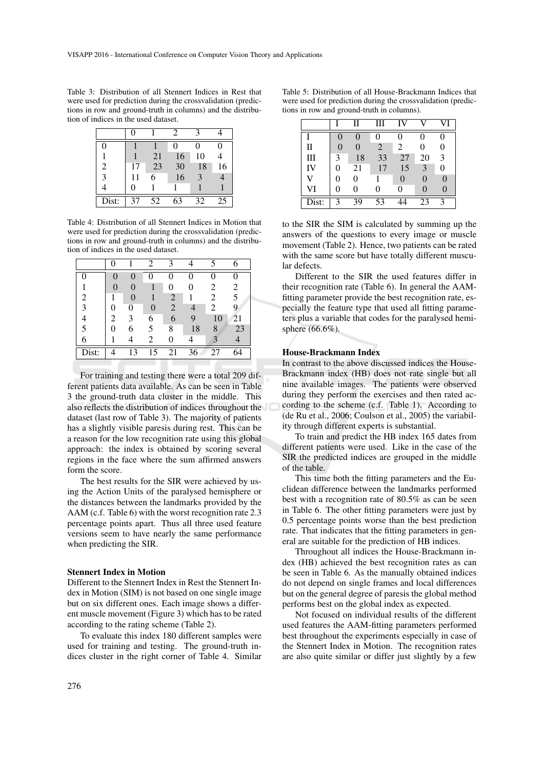Table 3: Distribution of all Stennert Indices in Rest that were used for prediction during the crossvalidation (predictions in row and ground-truth in columns) and the distribution of indices in the used dataset.

| | 0 | 1 | 2 | 3 | 4 |
|---|---|---|---|---|---|
| 0 | 1 | 1 | 0 | 0 | 0 |
| 1 | 1 | 21 | 16 | 10 | 4 |
| 2 | 17 | 23 | 30 | 18 | 16 |
| 3 | 11 | 6 | 16 | 3 | 4 |
| 4 | 0 | 1 | 1 | 1 | 1 |
| Dist: | 37 | 52 | 63 | 32 | 25 |

Table 4: Distribution of all Stennert Indices in Motion that were used for prediction during the crossvalidation (predictions in row and ground-truth in columns) and the distribution of indices in the used dataset.

| | 0 | 1 | 2 | 3 | 4 | 5 | 6 |
|---|---|---|---|---|---|---|---|
| 0 | 0 | 0 | 0 | 0 | 0 | 0 | 0 |
| 1 | 0 | 0 | 1 | 0 | 0 | 2 | 2 |
| 2 | 1 | 0 | 1 | 2 | 1 | 2 | 5 |
| 3 | 0 | 0 | 0 | 2 | 4 | 2 | 9 |
| 4 | 2 | 3 | 6 | 6 | 9 | 10 | 21 |
| 5 | 0 | 6 | 5 | 8 | 18 | 8 | 23 |
| 6 | 1 | 4 | 2 | 0 | 4 | 3 | 4 |
| Dist: | 4 | 13 | 15 | 21 | 36 | 27 | 64 |

For training and testing there were a total 209 different patients data available. As can be seen in Table 3 the ground-truth data cluster in the middle. This also reflects the distribution of indices throughout the dataset (last row of Table 3). The majority of patients has a slightly visible paresis during rest. This can be a reason for the low recognition rate using this global approach: the index is obtained by scoring several regions in the face where the sum affirmed answers form the score.

The best results for the SIR were achieved by using the Action Units of the paralysed hemisphere or the distances between the landmarks provided by the AAM (c.f. Table 6) with the worst recognition rate 2.3 percentage points apart. Thus all three used feature versions seem to have nearly the same performance when predicting the SIR.

**Stennert Index in Motion**

Different to the Stennert Index in Rest the Stennert Index in Motion (SIM) is not based on one single image but on six different ones. Each image shows a different muscle movement (Figure 3) which has to be rated according to the rating scheme (Table 2).

To evaluate this index 180 different samples were used for training and testing. The ground-truth indices cluster in the right corner of Table 4. Similar to the SIR the SIM is calculated by summing up the answers of the questions to every image or muscle movement (Table 2). Hence, two patients can be rated with the same score but have totally different muscular defects.

Different to the SIR the used features differ in their recognition rate (Table 6). In general the AAM-fitting parameter provide the best recognition rate, especially the feature type that used all fitting parameters plus a variable that codes for the paralysed hemisphere (66.6%).

Table 5: Distribution of all House-Brackmann Indices that were used for prediction during the crossvalidation (predictions in row and ground-truth in columns).

| | I | II | III | IV | V | VI |
|---|---|---|---|---|---|---|
| I | 0 | 0 | 0 | 0 | 0 | 0 |
| II | 0 | 0 | 2 | 2 | 0 | 0 |
| III | 3 | 18 | 33 | 27 | 20 | 3 |
| IV | 0 | 21 | 17 | 15 | 3 | 0 |
| V | 0 | 0 | 1 | 0 | 0 | 0 |
| VI | 0 | 0 | 0 | 0 | 0 | 0 |
| Dist: | 3 | 39 | 53 | 44 | 23 | 3 |

**House-Brackmann Index**

In contrast to the above discussed indices the House-Brackmann index (HB) does not rate single but all nine available images. The patients were observed during they perform the exercises and then rated according to the scheme (c.f. Table 1). According to (de Ru et al., 2006; Coulson et al., 2005) the variability through different experts is substantial.

To train and predict the HB index 165 dates from different patients were used. Like in the case of the SIR the predicted indices are grouped in the middle of the table.

This time both the fitting parameters and the Euclidean difference between the landmarks performed best with a recognition rate of 80.5% as can be seen in Table 6. The other fitting parameters were just by 0.5 percentage points worse than the best prediction rate. That indicates that the fitting parameters in general are suitable for the prediction of HB indices.

Throughout all indices the House-Brackmann index (HB) achieved the best recognition rates as can be seen in Table 6. As the manually obtained indices do not depend on single frames and local differences but on the general degree of paresis the global method performs best on the global index as expected.

Not focused on individual results of the different used features the AAM-fitting parameters performed best throughout the experiments especially in case of the Stennert Index in Motion. The recognition rates are also quite similar or differ just slightly by a few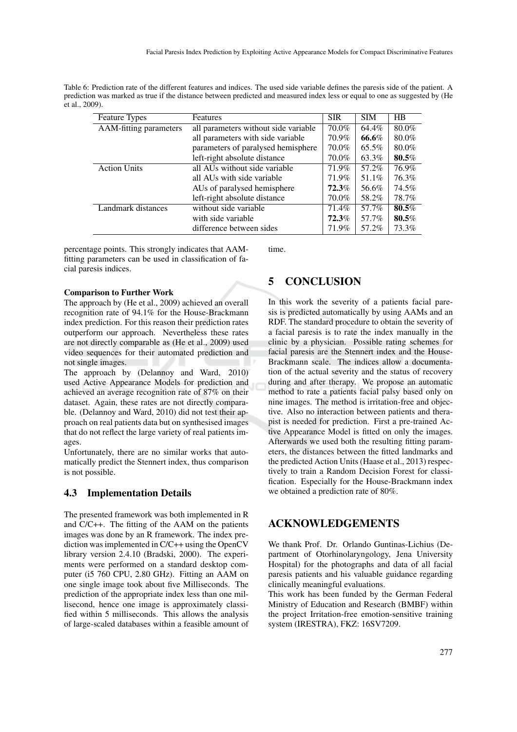Table 6: Prediction rate of the different features and indices. The used side variable defines the paresis side of the patient. A prediction was marked as true if the distance between predicted and measured index less or equal to one as suggested by (He et al., 2009).

| Feature Types | Features | SIR | SIM | HB |
|---|---|---|---|---|
| AAM-fitting parameters | all parameters without side variable | 70.0% | 64.4% | 80.0% |
| | all parameters with side variable | 70.9% | **66.6**% | 80.0% |
| | parameters of paralysed hemisphere | 70.0% | 65.5% | 80.0% |
| | left-right absolute distance | 70.0% | 63.3% | **80.5**% |
| Action Units | all AUs without side variable | 71.9% | 57.2% | 76.9% |
| | all AUs with side variable | 71.9% | 51.1% | 76.3% |
| | AUs of paralysed hemisphere | **72.3**% | 56.6% | 74.5% |
| | left-right absolute distance | 70.0% | 58.2% | 78.7% |
| Landmark distances | without side variable | 71.4% | 57.7% | **80.5**% |
| | with side variable | **72.3**% | 57.7% | **80.5**% |
| | difference between sides | 71.9% | 57.2% | 73.3% |

percentage points. This strongly indicates that AAM-fitting parameters can be used in classification of facial paresis indices.

**Comparison to Further Work**

The approach by (He et al., 2009) achieved an overall recognition rate of 94.1% for the House-Brackmann index prediction. For this reason their prediction rates outperform our approach. Nevertheless these rates are not directly comparable as (He et al., 2009) used video sequences for their automated prediction and not single images.

The approach by (Delannoy and Ward, 2010) used Active Appearance Models for prediction and achieved an average recognition rate of 87% on their dataset. Again, these rates are not directly comparable. (Delannoy and Ward, 2010) did not test their approach on real patients data but on synthesised images that do not reflect the large variety of real patients images.

Unfortunately, there are no similar works that automatically predict the Stennert index, thus comparison is not possible.

### 4.3 Implementation Details

The presented framework was both implemented in R and C/C++. The fitting of the AAM on the patients images was done by an R framework. The index prediction was implemented in C/C++ using the OpenCV library version 2.4.10 (Bradski, 2000). The experiments were performed on a standard desktop computer (i5 760 CPU, 2.80 GHz). Fitting an AAM on one single image took about five Milliseconds. The prediction of the appropriate index less than one millisecond, hence one image is approximately classified within 5 milliseconds. This allows the analysis of large-scaled databases within a feasible amount of time.

## 5 CONCLUSION

In this work the severity of a patients facial paresis is predicted automatically by using AAMs and an RDF. The standard procedure to obtain the severity of a facial paresis is to rate the index manually in the clinic by a physician. Possible rating schemes for facial paresis are the Stennert index and the House-Brackmann scale. The indices allow a documentation of the actual severity and the status of recovery during and after therapy. We propose an automatic method to rate a patients facial palsy based only on nine images. The method is irritation-free and objective. Also no interaction between patients and therapist is needed for prediction. First a pre-trained Active Appearance Model is fitted on only the images. Afterwards we used both the resulting fitting parameters, the distances between the fitted landmarks and the predicted Action Units (Haase et al., 2013) respectively to train a Random Decision Forest for classification. Especially for the House-Brackmann index we obtained a prediction rate of 80%.

## ACKNOWLEDGEMENTS

We thank Prof. Dr. Orlando Guntinas-Lichius (Department of Otorhinolaryngology, Jena University Hospital) for the photographs and data of all facial paresis patients and his valuable guidance regarding clinically meaningful evaluations.

This work has been funded by the German Federal Ministry of Education and Research (BMBF) within the project Irritation-free emotion-sensitive training system (IRESTRA), FKZ: 16SV7209.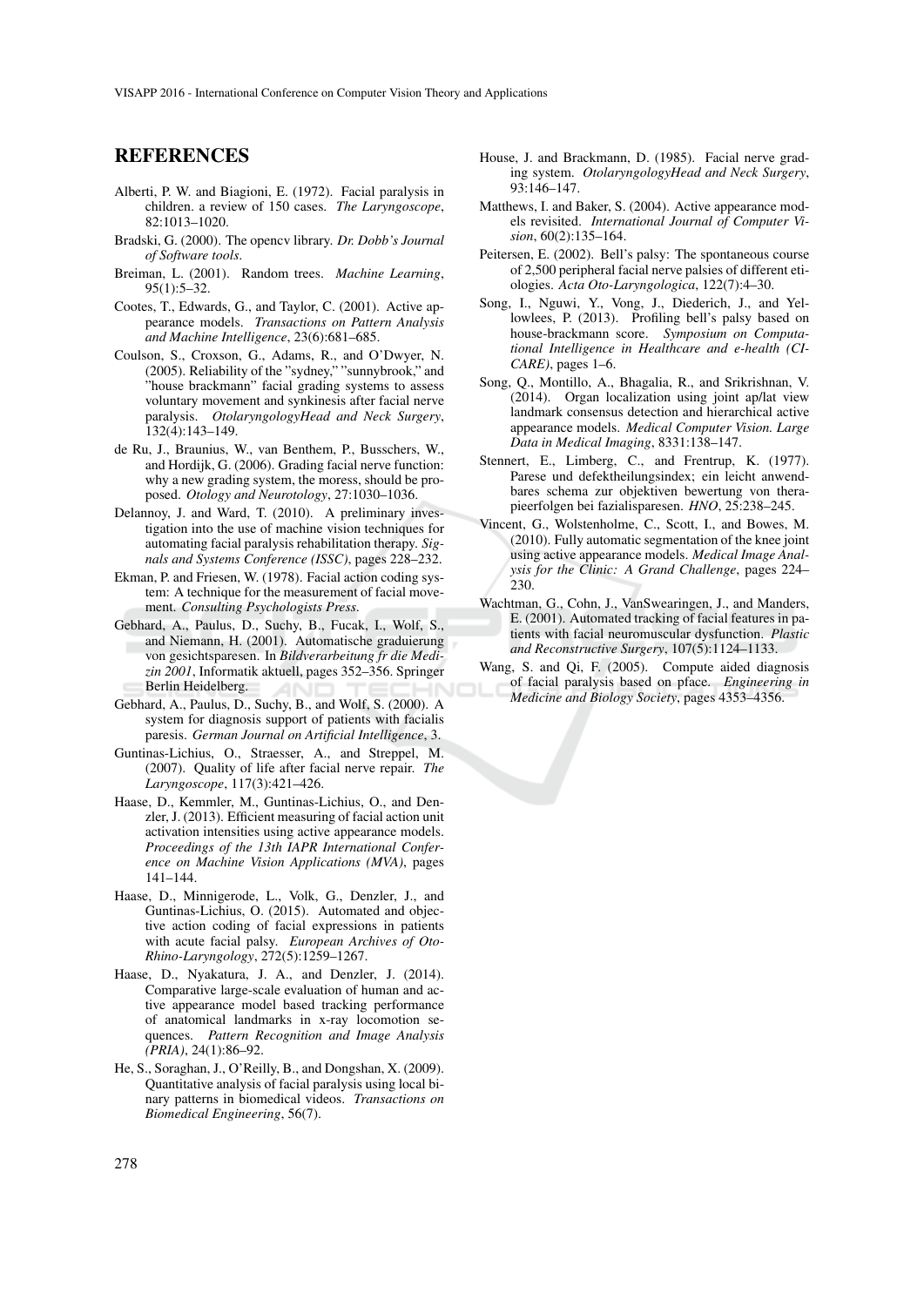## REFERENCES

Alberti, P. W. and Biagioni, E. (1972). Facial paralysis in children. a review of 150 cases. *The Laryngoscope*, 82:1013–1020.

Bradski, G. (2000). The opencv library. *Dr. Dobb's Journal of Software tools*.

Breiman, L. (2001). Random trees. *Machine Learning*, 95(1):5–32.

Cootes, T., Edwards, G., and Taylor, C. (2001). Active appearance models. *Transactions on Pattern Analysis and Machine Intelligence*, 23(6):681–685.

Coulson, S., Croxson, G., Adams, R., and O'Dwyer, N. (2005). Reliability of the "sydney," "sunnybrook," and "house brackmann" facial grading systems to assess voluntary movement and synkinesis after facial nerve paralysis. *OtolaryngologyHead and Neck Surgery*, 132(4):143–149.

de Ru, J., Braunius, W., van Benthem, P., Busschers, W., and Hordijk, G. (2006). Grading facial nerve function: why a new grading system, the moress, should be proposed. *Otology and Neurotology*, 27:1030–1036.

Delannoy, J. and Ward, T. (2010). A preliminary investigation into the use of machine vision techniques for automating facial paralysis rehabilitation therapy. *Signals and Systems Conference (ISSC)*, pages 228–232.

Ekman, P. and Friesen, W. (1978). Facial action coding system: A technique for the measurement of facial movement. *Consulting Psychologists Press*.

Gebhard, A., Paulus, D., Suchy, B., Fucak, I., Wolf, S., and Niemann, H. (2001). Automatische graduierung von gesichtsparesen. In *Bildverarbeitung fr die Medizin 2001*, Informatik aktuell, pages 352–356. Springer Berlin Heidelberg.

Gebhard, A., Paulus, D., Suchy, B., and Wolf, S. (2000). A system for diagnosis support of patients with facialis paresis. *German Journal on Artificial Intelligence*, 3.

Guntinas-Lichius, O., Straesser, A., and Streppel, M. (2007). Quality of life after facial nerve repair. *The Laryngoscope*, 117(3):421–426.

Haase, D., Kemmler, M., Guntinas-Lichius, O., and Denzler, J. (2013). Efficient measuring of facial action unit activation intensities using active appearance models. *Proceedings of the 13th IAPR International Conference on Machine Vision Applications (MVA)*, pages 141–144.

Haase, D., Minnigerode, L., Volk, G., Denzler, J., and Guntinas-Lichius, O. (2015). Automated and objective action coding of facial expressions in patients with acute facial palsy. *European Archives of Oto-Rhino-Laryngology*, 272(5):1259–1267.

Haase, D., Nyakatura, J. A., and Denzler, J. (2014). Comparative large-scale evaluation of human and active appearance model based tracking performance of anatomical landmarks in x-ray locomotion sequences. *Pattern Recognition and Image Analysis (PRIA)*, 24(1):86–92.

He, S., Soraghan, J., O'Reilly, B., and Dongshan, X. (2009). Quantitative analysis of facial paralysis using local binary patterns in biomedical videos. *Transactions on Biomedical Engineering*, 56(7).

House, J. and Brackmann, D. (1985). Facial nerve grading system. *OtolaryngologyHead and Neck Surgery*, 93:146–147.

Matthews, I. and Baker, S. (2004). Active appearance models revisited. *International Journal of Computer Vision*, 60(2):135–164.

Peitersen, E. (2002). Bell's palsy: The spontaneous course of 2,500 peripheral facial nerve palsies of different etiologies. *Acta Oto-Laryngologica*, 122(7):4–30.

Song, I., Nguwi, Y., Vong, J., Diederich, J., and Yellowlees, P. (2013). Profiling bell's palsy based on house-brackmann score. *Symposium on Computational Intelligence in Healthcare and e-health (CICARE)*, pages 1–6.

Song, Q., Montillo, A., Bhagalia, R., and Srikrishnan, V. (2014). Organ localization using joint ap/lat view landmark consensus detection and hierarchical active appearance models. *Medical Computer Vision. Large Data in Medical Imaging*, 8331:138–147.

Stennert, E., Limberg, C., and Frentrup, K. (1977). Parese und defektheilungsindex; ein leicht anwendbares schema zur objektiven bewertung von therapieerfolgen bei fazialisparesen. *HNO*, 25:238–245.

Vincent, G., Wolstenholme, C., Scott, I., and Bowes, M. (2010). Fully automatic segmentation of the knee joint using active appearance models. *Medical Image Analysis for the Clinic: A Grand Challenge*, pages 224–230.

Wachtman, G., Cohn, J., VanSwearingen, J., and Manders, E. (2001). Automated tracking of facial features in patients with facial neuromuscular dysfunction. *Plastic and Reconstructive Surgery*, 107(5):1124–1133.

Wang, S. and Qi, F. (2005). Compute aided diagnosis of facial paralysis based on pface. *Engineering in Medicine and Biology Society*, pages 4353–4356.